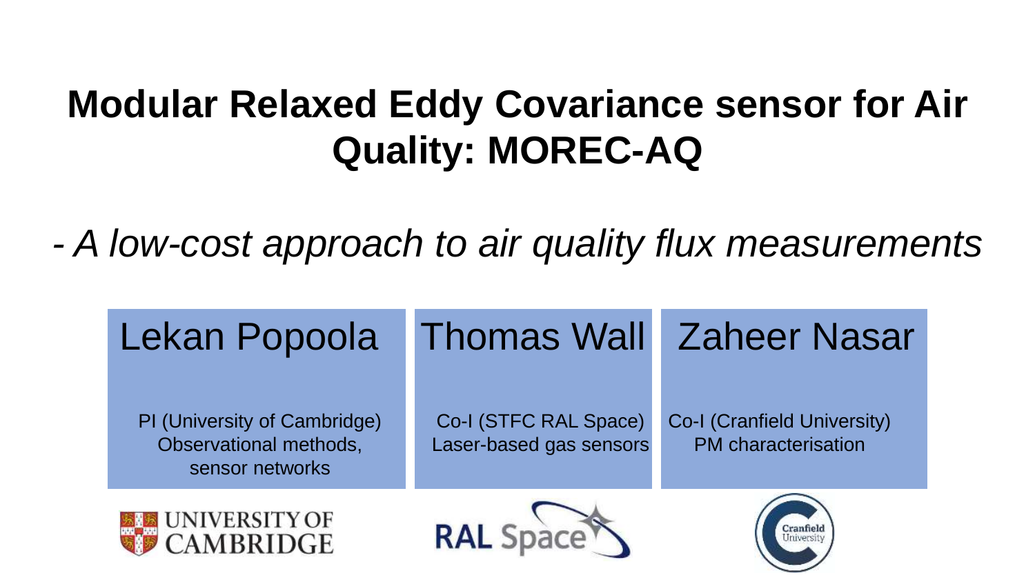# Modular Relaxed Eddy Covariance sensor for Air Quality: MOREC-AQ

*- A low-cost approach to air quality flux measurements*

| Lekan Popoola | Thomas Wall | Zaheer Nasar |
| --- | --- | --- |
| PI (University of Cambridge) Observational methods, sensor networks | Co-I (STFC RAL Space) Laser-based gas sensors | Co-I (Cranfield University) PM characterisation |

UNIVERSITY OF CAMBRIDGE

RAL Space

Cranfield University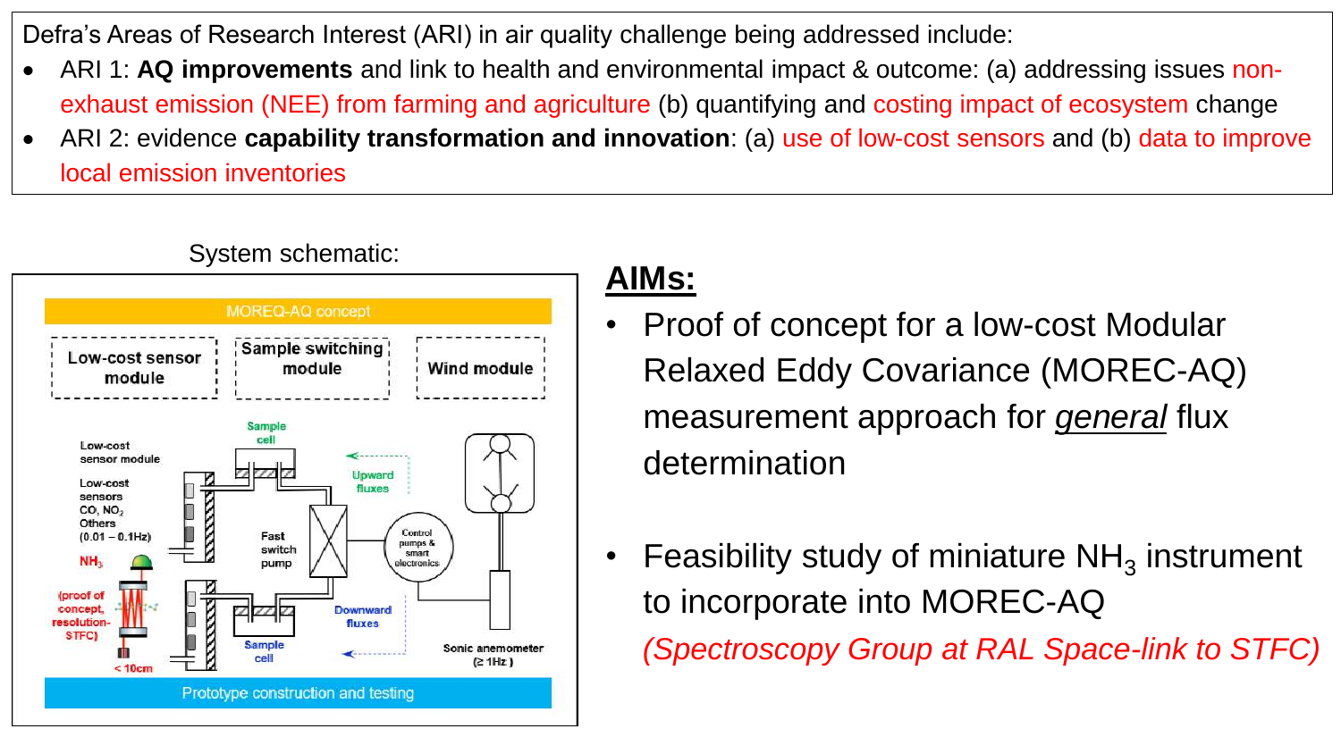Defra's Areas of Research Interest (ARI) in air quality challenge being addressed include:

- ARI 1: **AQ improvements** and link to health and environmental impact & outcome: (a) addressing issues non-exhaust emission (NEE) from farming and agriculture (b) quantifying and costing impact of ecosystem change
- ARI 2: evidence **capability transformation and innovation**: (a) use of low-cost sensors and (b) data to improve local emission inventories

System schematic:

MOREQ-AQ concept

Low-cost sensor module | Sample switching module | Wind module

Low-cost sensor module

Low-cost sensors $CO$, $NO_2$ Others (0.01 – 0.1Hz)

$NH_3$ (proof of concept, resolution-STFC)

< 10cm

Sample cell

Upward fluxes

Fast switch pump

Control pumps & smart electronics

Downward fluxes

Sample cell

Sonic anemometer (≥ 1Hz)

Prototype construction and testing

## AIMs:

- Proof of concept for a low-cost Modular Relaxed Eddy Covariance (MOREC-AQ) measurement approach for *general* flux determination
- Feasibility study of miniature $NH_3$ instrument to incorporate into MOREC-AQ *(Spectroscopy Group at RAL Space-link to STFC)*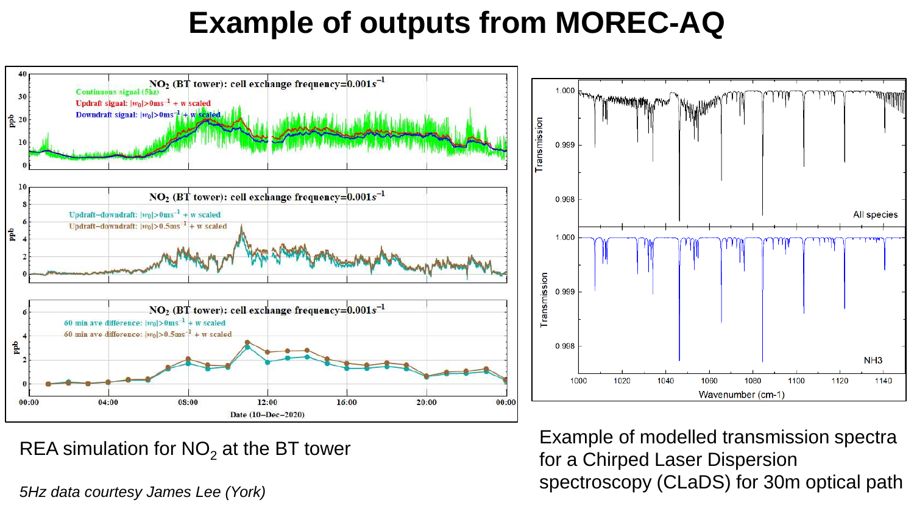# Example of outputs from MOREC-AQ

REA simulation for $NO_2$ at the BT tower

*5Hz data courtesy James Lee (York)*

Example of modelled transmission spectra for a Chirped Laser Dispersion spectroscopy (CLaDS) for 30m optical path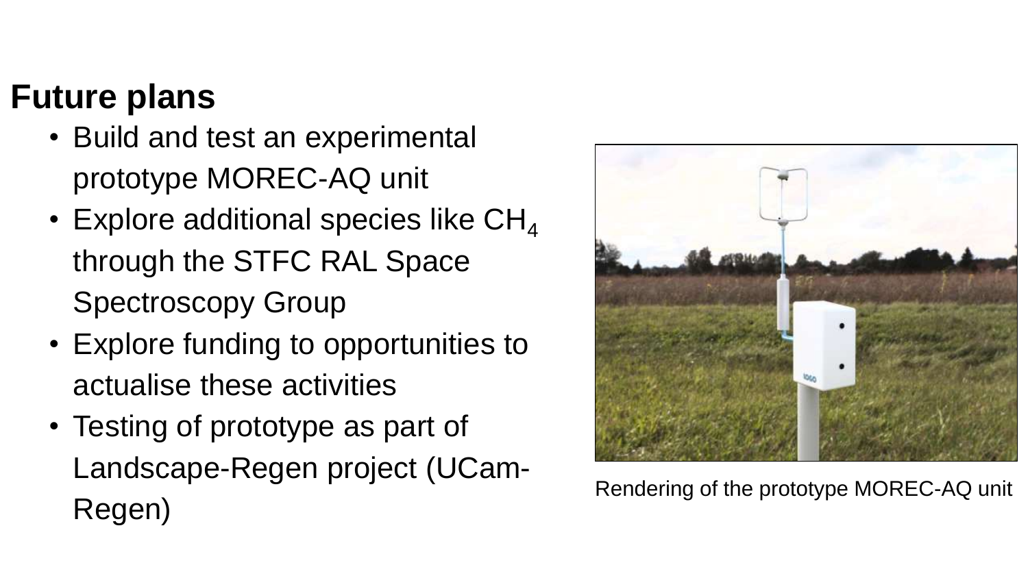## Future plans

- Build and test an experimental prototype MOREC-AQ unit
- Explore additional species like $CH_4$ through the STFC RAL Space Spectroscopy Group
- Explore funding to opportunities to actualise these activities
- Testing of prototype as part of Landscape-Regen project (UCam-Regen)

Rendering of the prototype MOREC-AQ unit